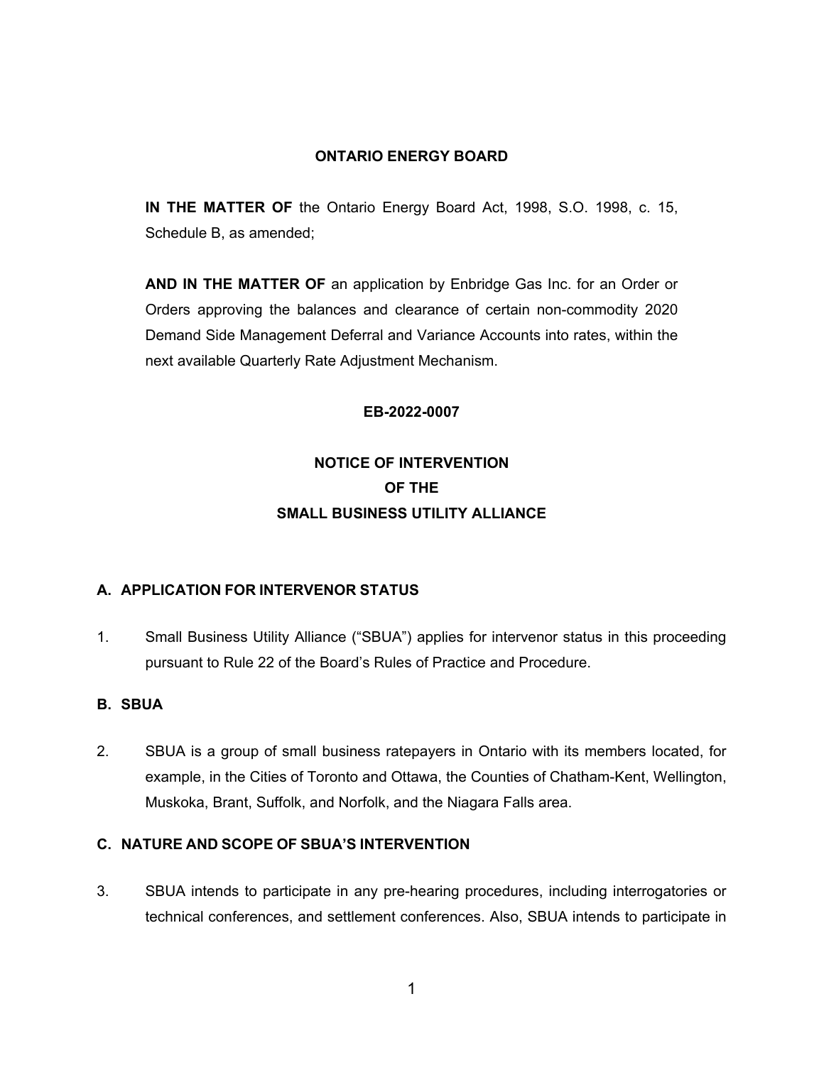**ONTARIO ENERGY BOARD**

**IN THE MATTER OF** the Ontario Energy Board Act, 1998, S.O. 1998, c. 15, Schedule B, as amended;

**AND IN THE MATTER OF** an application by Enbridge Gas Inc. for an Order or Orders approving the balances and clearance of certain non-commodity 2020 Demand Side Management Deferral and Variance Accounts into rates, within the next available Quarterly Rate Adjustment Mechanism.

**EB-2022-0007**

**NOTICE OF INTERVENTION**
**OF THE**
**SMALL BUSINESS UTILITY ALLIANCE**

## A. APPLICATION FOR INTERVENOR STATUS

1. Small Business Utility Alliance ("SBUA") applies for intervenor status in this proceeding pursuant to Rule 22 of the Board's Rules of Practice and Procedure.

## B. SBUA

2. SBUA is a group of small business ratepayers in Ontario with its members located, for example, in the Cities of Toronto and Ottawa, the Counties of Chatham-Kent, Wellington, Muskoka, Brant, Suffolk, and Norfolk, and the Niagara Falls area.

## C. NATURE AND SCOPE OF SBUA'S INTERVENTION

3. SBUA intends to participate in any pre-hearing procedures, including interrogatories or technical conferences, and settlement conferences. Also, SBUA intends to participate in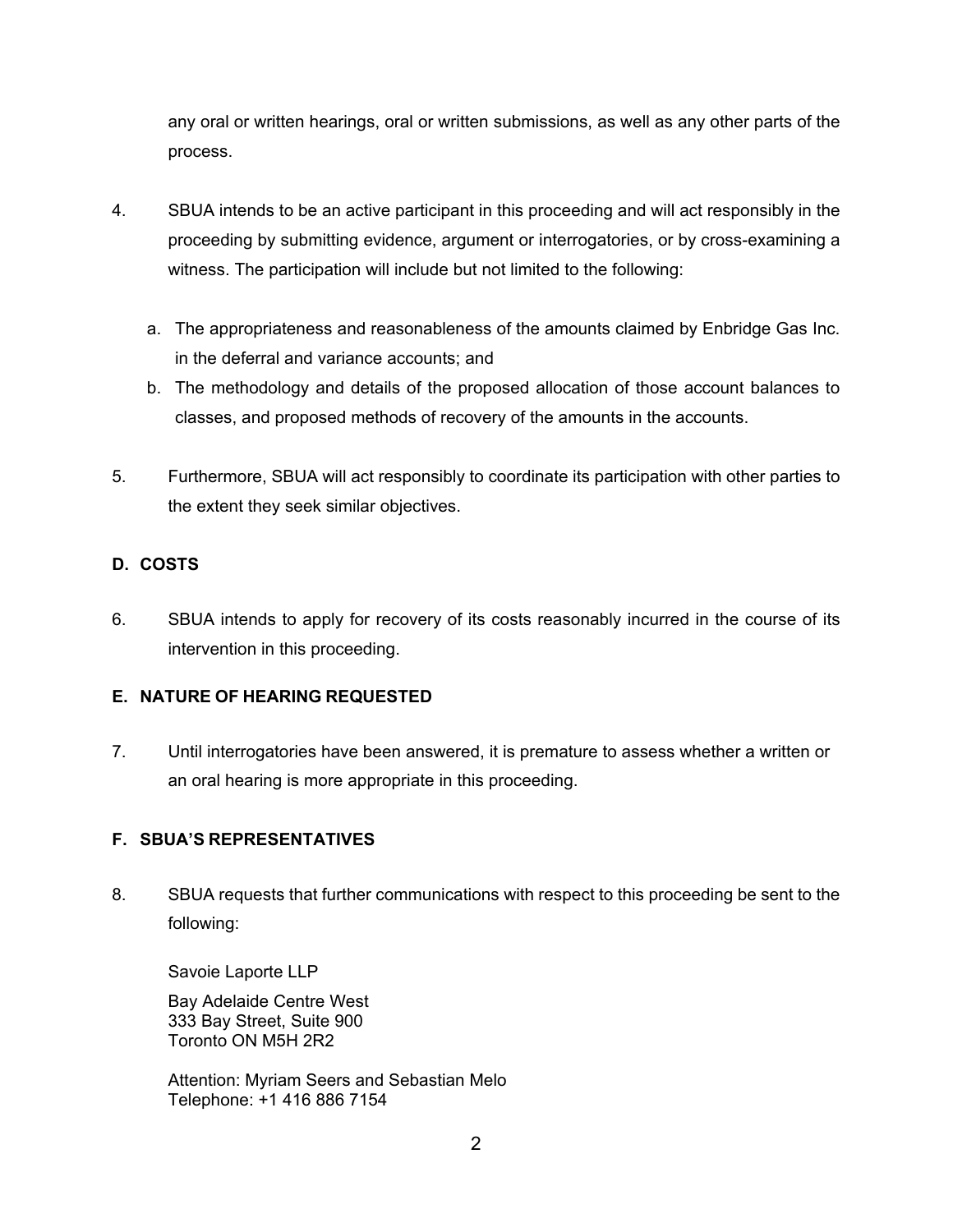any oral or written hearings, oral or written submissions, as well as any other parts of the process.

4. SBUA intends to be an active participant in this proceeding and will act responsibly in the proceeding by submitting evidence, argument or interrogatories, or by cross-examining a witness. The participation will include but not limited to the following:

   a. The appropriateness and reasonableness of the amounts claimed by Enbridge Gas Inc. in the deferral and variance accounts; and
   b. The methodology and details of the proposed allocation of those account balances to classes, and proposed methods of recovery of the amounts in the accounts.

5. Furthermore, SBUA will act responsibly to coordinate its participation with other parties to the extent they seek similar objectives.

**D. COSTS**

6. SBUA intends to apply for recovery of its costs reasonably incurred in the course of its intervention in this proceeding.

**E. NATURE OF HEARING REQUESTED**

7. Until interrogatories have been answered, it is premature to assess whether a written or an oral hearing is more appropriate in this proceeding.

**F. SBUA'S REPRESENTATIVES**

8. SBUA requests that further communications with respect to this proceeding be sent to the following:

   Savoie Laporte LLP

   Bay Adelaide Centre West
   333 Bay Street, Suite 900
   Toronto ON M5H 2R2

   Attention: Myriam Seers and Sebastian Melo
   Telephone: +1 416 886 7154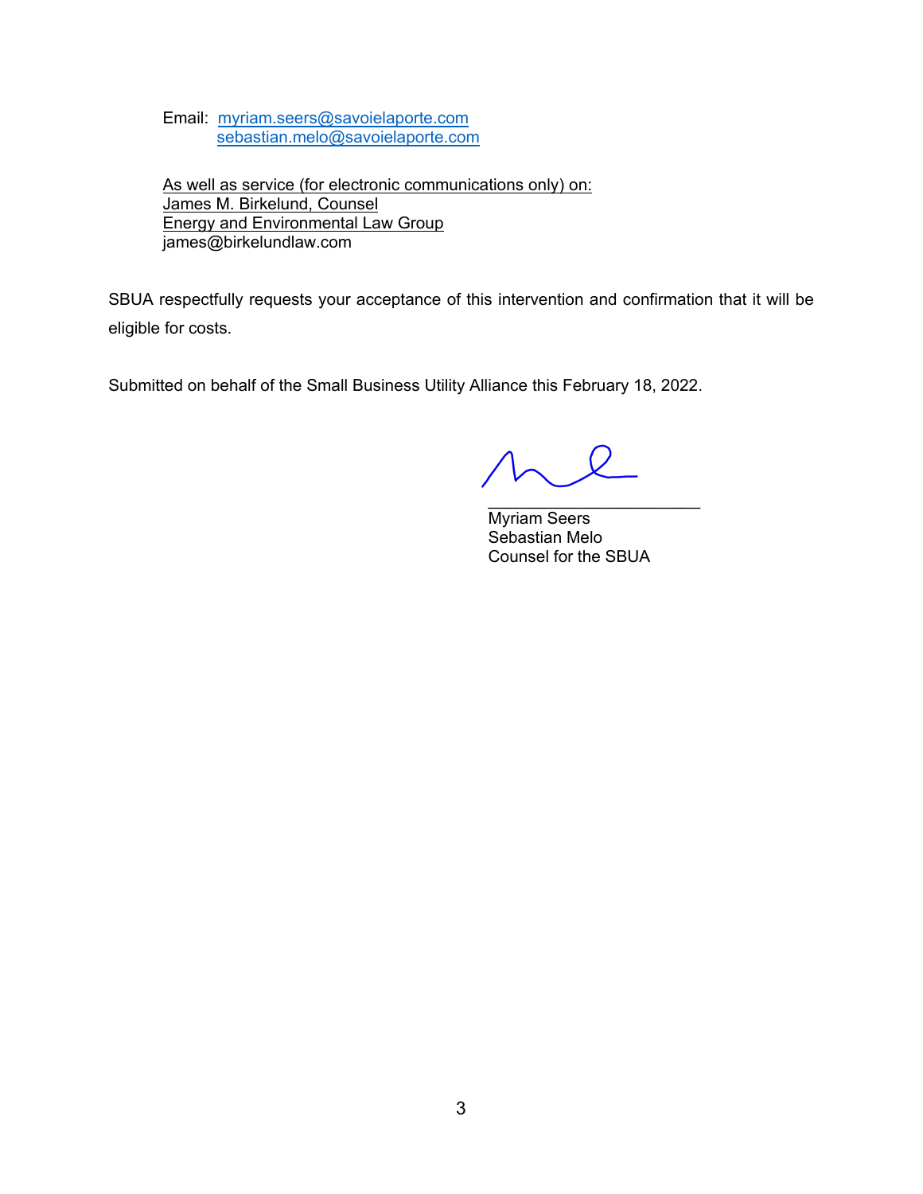Email: myriam.seers@savoielaporte.com
sebastian.melo@savoielaporte.com

As well as service (for electronic communications only) on:
James M. Birkelund, Counsel
Energy and Environmental Law Group
james@birkelundlaw.com

SBUA respectfully requests your acceptance of this intervention and confirmation that it will be eligible for costs.

Submitted on behalf of the Small Business Utility Alliance this February 18, 2022.

\_\_\_\_\_\_\_\_\_\_\_\_\_\_\_\_\_\_\_\_\_\_\_\_
Myriam Seers
Sebastian Melo
Counsel for the SBUA